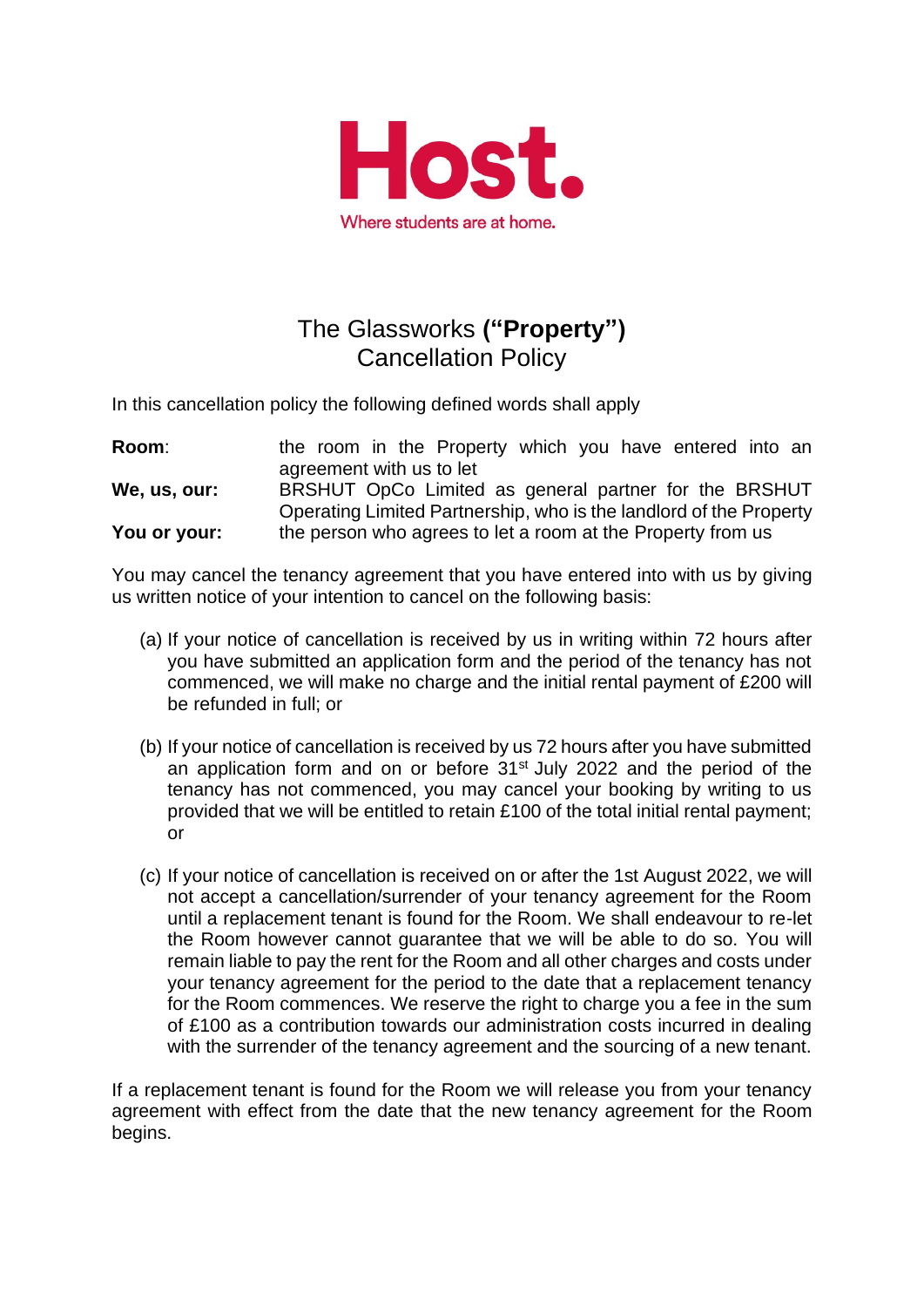**Host.**

Where students are at home.

# The Glassworks **("Property")**
# Cancellation Policy

In this cancellation policy the following defined words shall apply

**Room**: the room in the Property which you have entered into an agreement with us to let

**We, us, our:** BRSHUT OpCo Limited as general partner for the BRSHUT Operating Limited Partnership, who is the landlord of the Property

**You or your:** the person who agrees to let a room at the Property from us

You may cancel the tenancy agreement that you have entered into with us by giving us written notice of your intention to cancel on the following basis:

(a) If your notice of cancellation is received by us in writing within 72 hours after you have submitted an application form and the period of the tenancy has not commenced, we will make no charge and the initial rental payment of £200 will be refunded in full; or

(b) If your notice of cancellation is received by us 72 hours after you have submitted an application form and on or before 31st July 2022 and the period of the tenancy has not commenced, you may cancel your booking by writing to us provided that we will be entitled to retain £100 of the total initial rental payment; or

(c) If your notice of cancellation is received on or after the 1st August 2022, we will not accept a cancellation/surrender of your tenancy agreement for the Room until a replacement tenant is found for the Room. We shall endeavour to re-let the Room however cannot guarantee that we will be able to do so. You will remain liable to pay the rent for the Room and all other charges and costs under your tenancy agreement for the period to the date that a replacement tenancy for the Room commences. We reserve the right to charge you a fee in the sum of £100 as a contribution towards our administration costs incurred in dealing with the surrender of the tenancy agreement and the sourcing of a new tenant.

If a replacement tenant is found for the Room we will release you from your tenancy agreement with effect from the date that the new tenancy agreement for the Room begins.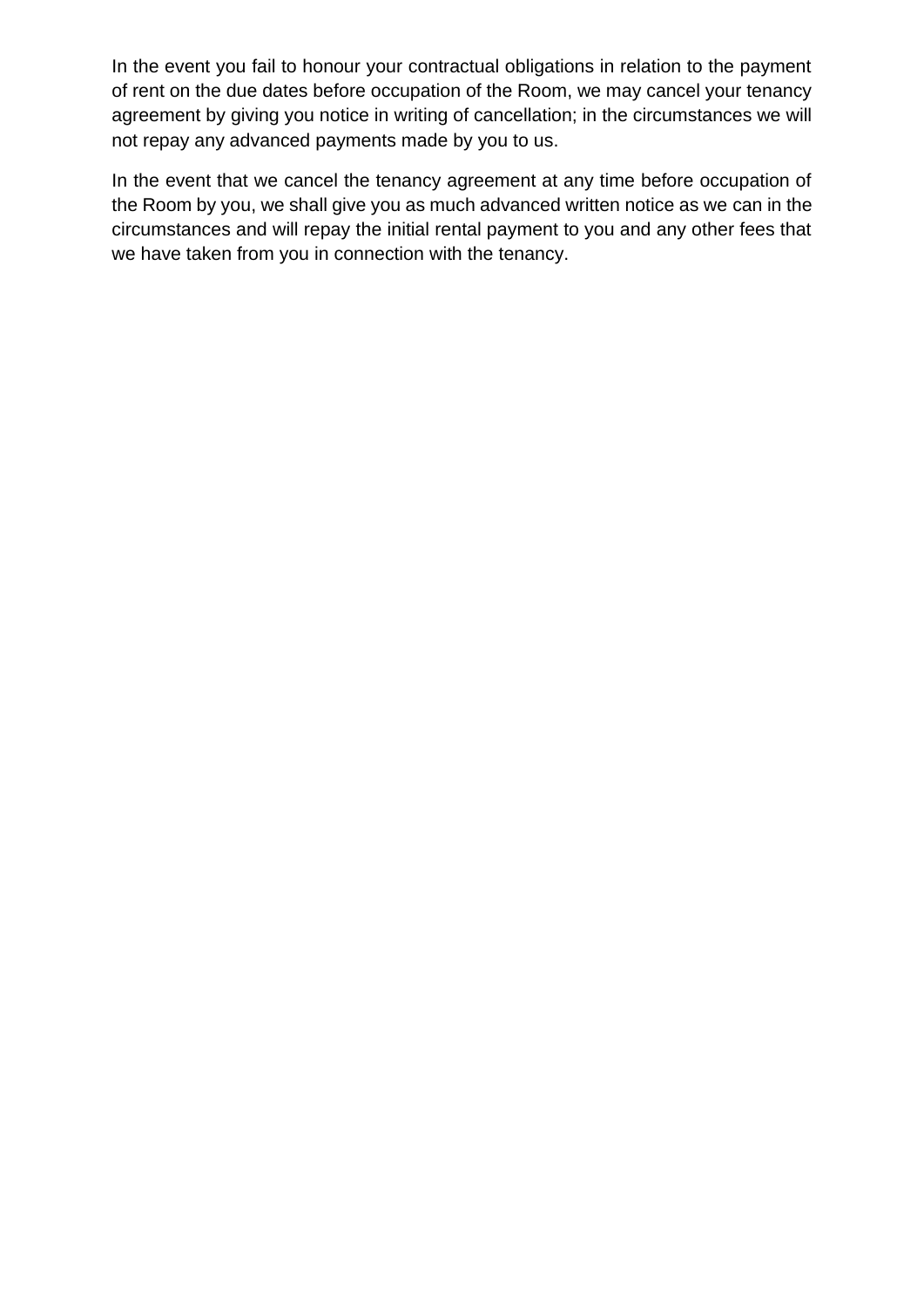In the event you fail to honour your contractual obligations in relation to the payment of rent on the due dates before occupation of the Room, we may cancel your tenancy agreement by giving you notice in writing of cancellation; in the circumstances we will not repay any advanced payments made by you to us.

In the event that we cancel the tenancy agreement at any time before occupation of the Room by you, we shall give you as much advanced written notice as we can in the circumstances and will repay the initial rental payment to you and any other fees that we have taken from you in connection with the tenancy.